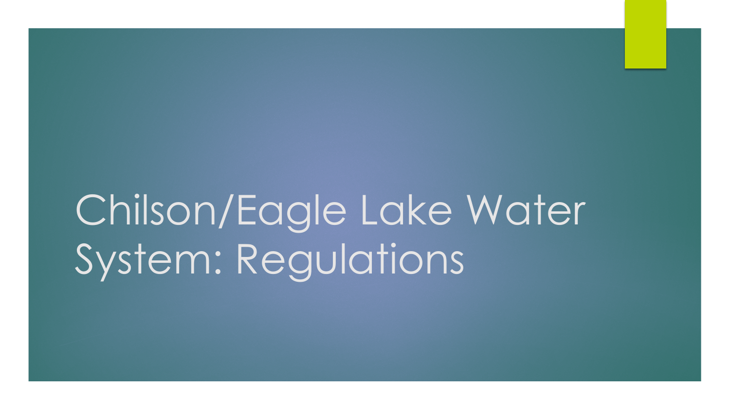# Chilson/Eagle Lake Water System: Regulations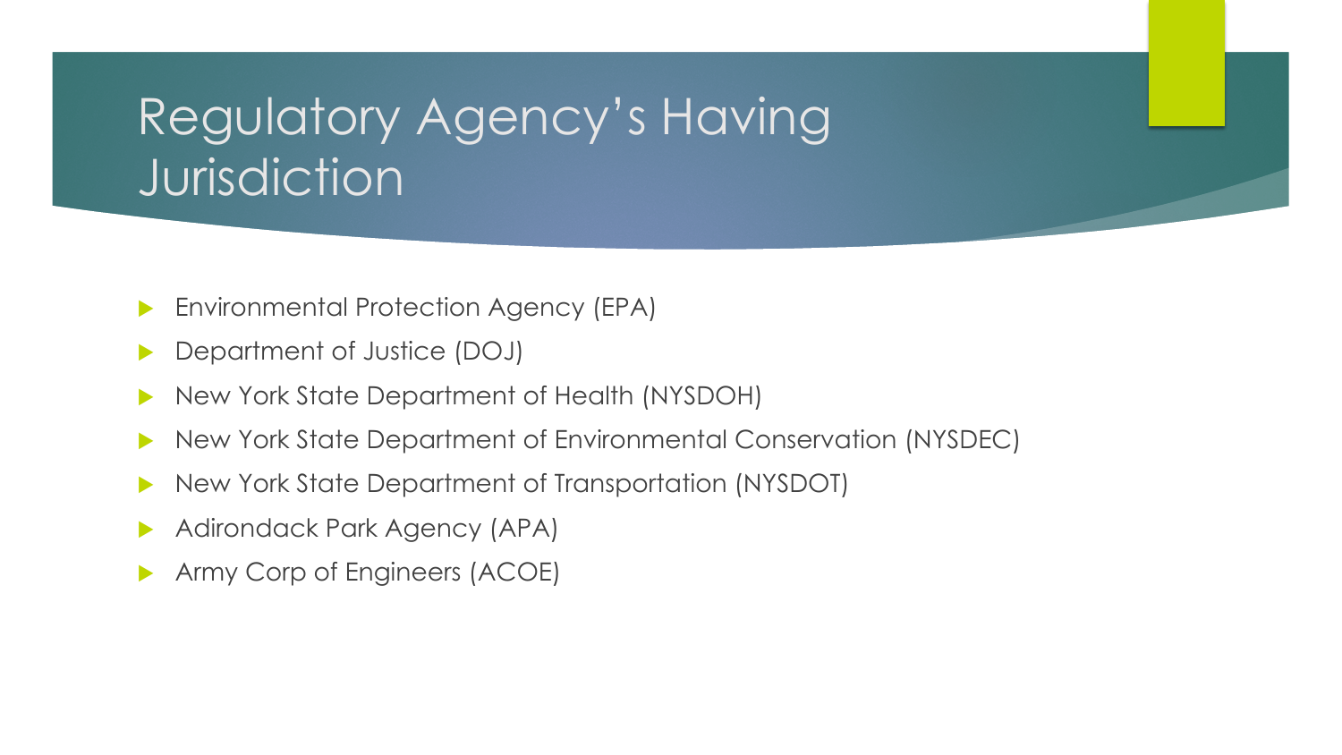# Regulatory Agency's Having Jurisdiction

- Environmental Protection Agency (EPA)
- Department of Justice (DOJ)
- New York State Department of Health (NYSDOH)
- New York State Department of Environmental Conservation (NYSDEC)
- New York State Department of Transportation (NYSDOT)
- Adirondack Park Agency (APA)
- Army Corp of Engineers (ACOE)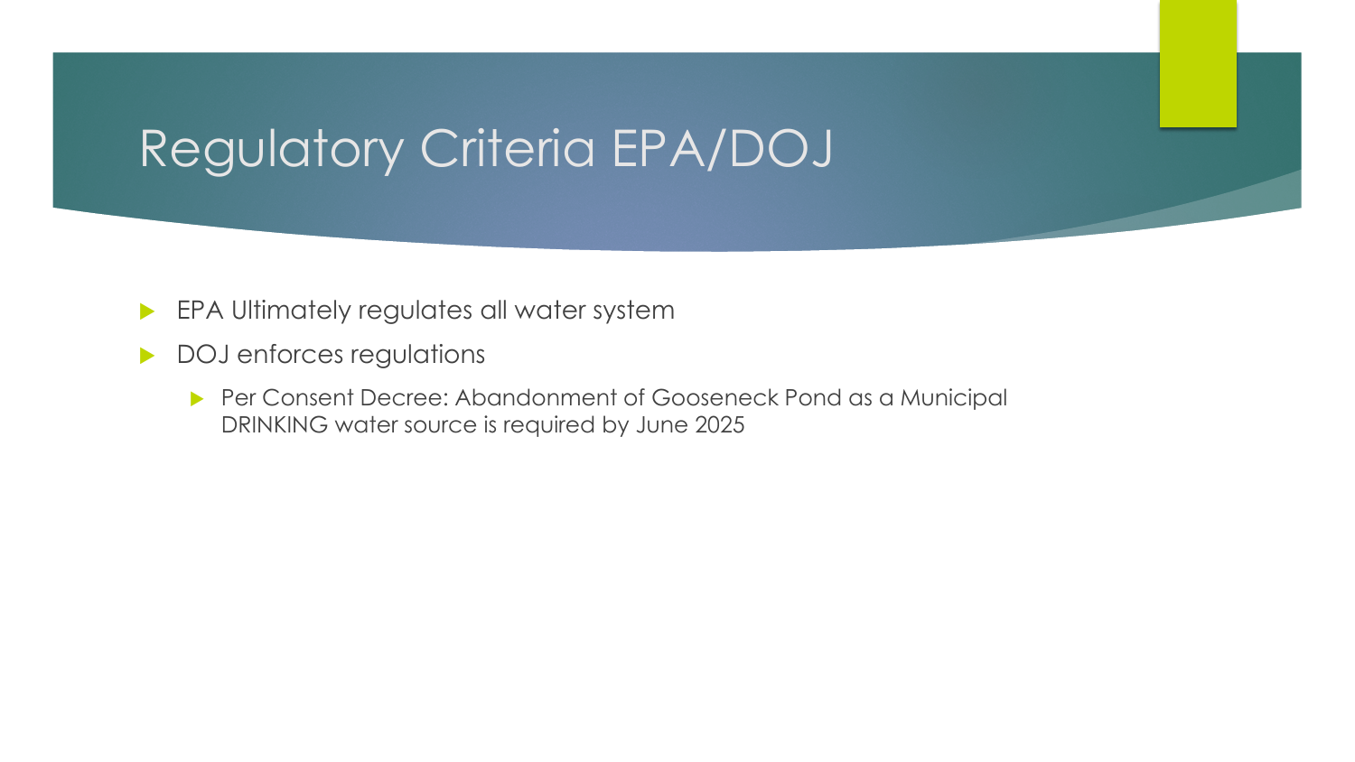# Regulatory Criteria EPA/DOJ

- EPA Ultimately regulates all water system
- DOJ enforces regulations
  - Per Consent Decree: Abandonment of Gooseneck Pond as a Municipal DRINKING water source is required by June 2025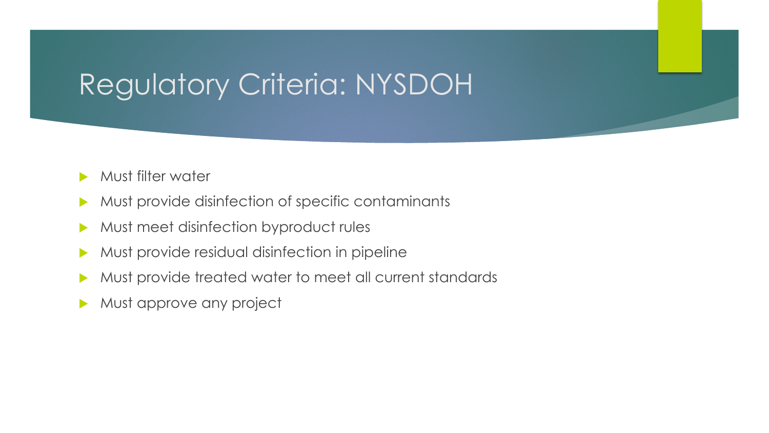# Regulatory Criteria: NYSDOH

- Must filter water
- Must provide disinfection of specific contaminants
- Must meet disinfection byproduct rules
- Must provide residual disinfection in pipeline
- Must provide treated water to meet all current standards
- Must approve any project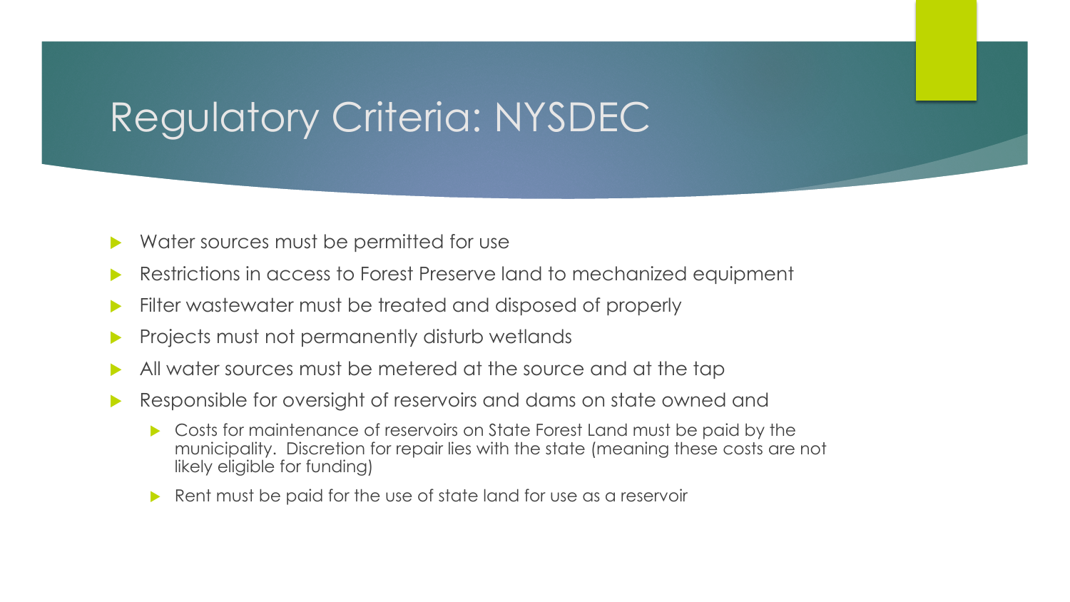# Regulatory Criteria: NYSDEC

- Water sources must be permitted for use
- Restrictions in access to Forest Preserve land to mechanized equipment
- Filter wastewater must be treated and disposed of properly
- Projects must not permanently disturb wetlands
- All water sources must be metered at the source and at the tap
- Responsible for oversight of reservoirs and dams on state owned and
  - Costs for maintenance of reservoirs on State Forest Land must be paid by the municipality. Discretion for repair lies with the state (meaning these costs are not likely eligible for funding)
  - Rent must be paid for the use of state land for use as a reservoir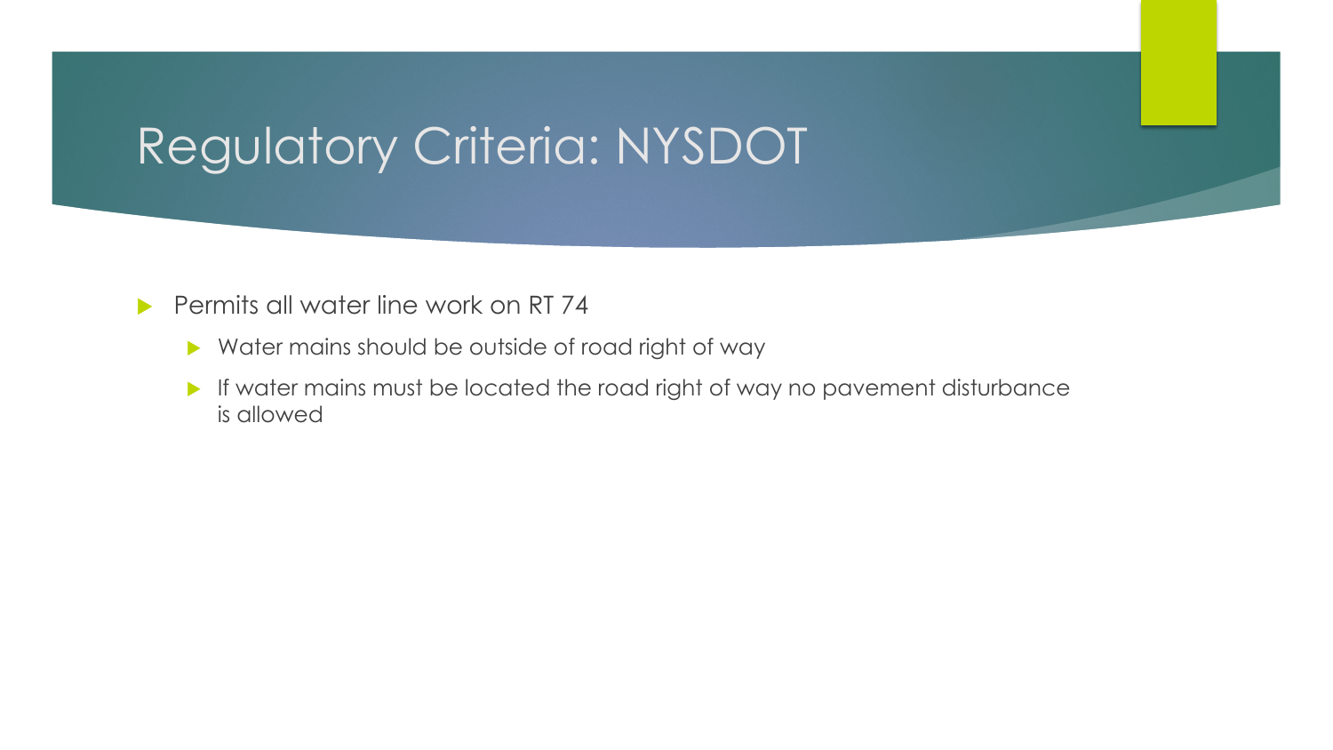# Regulatory Criteria: NYSDOT

- Permits all water line work on RT 74
  - Water mains should be outside of road right of way
  - If water mains must be located the road right of way no pavement disturbance is allowed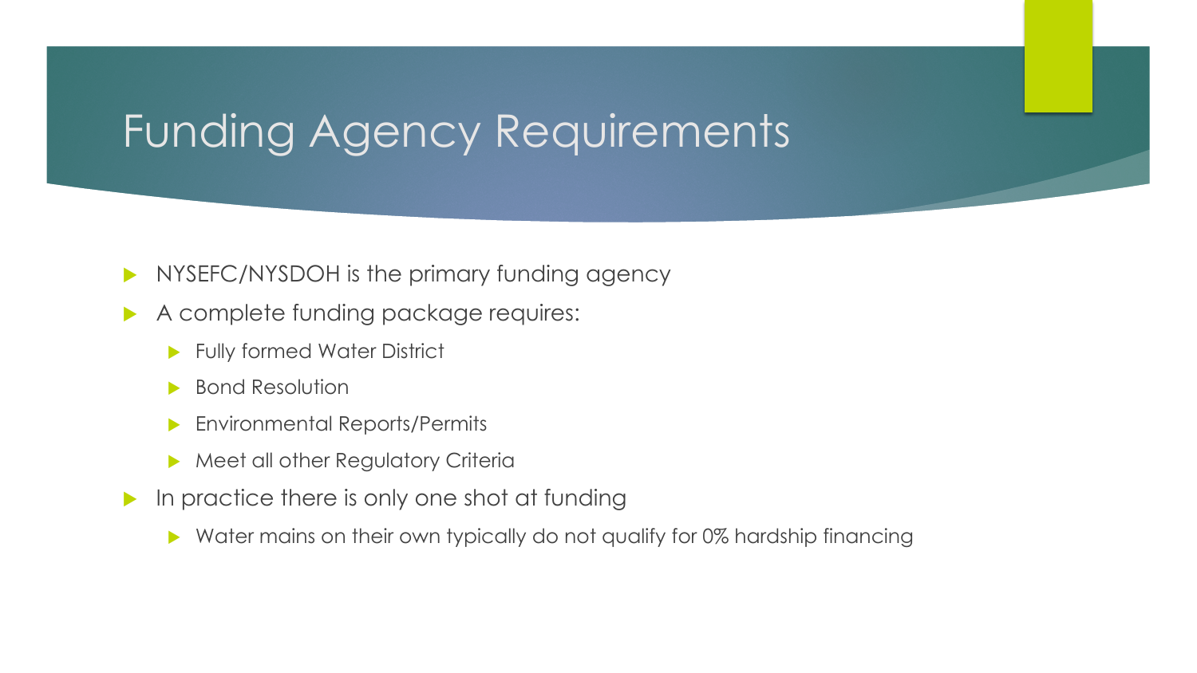# Funding Agency Requirements

- NYSEFC/NYSDOH is the primary funding agency
- A complete funding package requires:
  - Fully formed Water District
  - Bond Resolution
  - Environmental Reports/Permits
  - Meet all other Regulatory Criteria
- In practice there is only one shot at funding
  - Water mains on their own typically do not qualify for 0% hardship financing